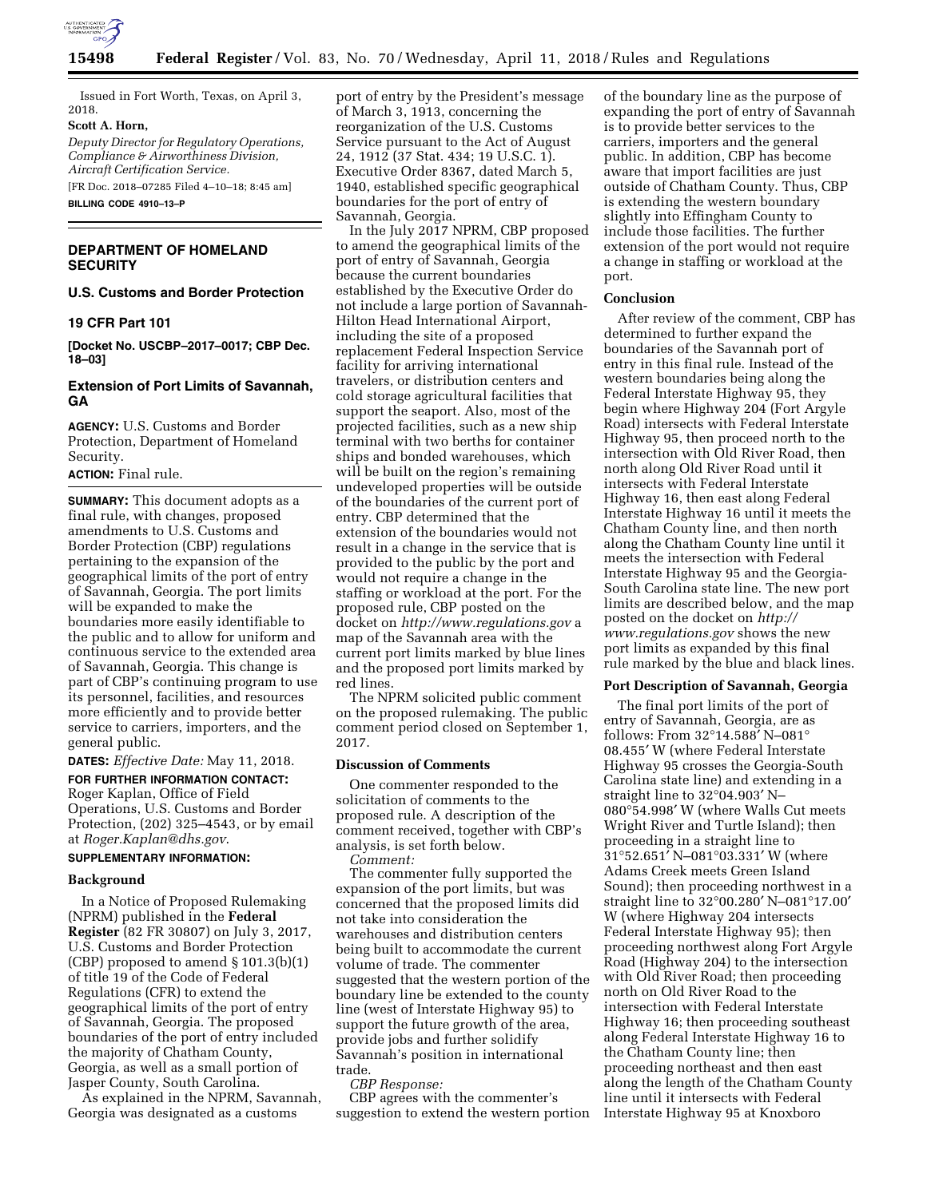Issued in Fort Worth, Texas, on April 3, 2018.

**Scott A. Horn,**

*Deputy Director for Regulatory Operations, Compliance & Airworthiness Division, Aircraft Certification Service.*

[FR Doc. 2018–07285 Filed 4–10–18; 8:45 am]

**BILLING CODE 4910–13–P**

## DEPARTMENT OF HOMELAND SECURITY

### U.S. Customs and Border Protection

### 19 CFR Part 101

**[Docket No. USCBP–2017–0017; CBP Dec. 18–03]**

### Extension of Port Limits of Savannah, GA

**AGENCY:** U.S. Customs and Border Protection, Department of Homeland Security.

**ACTION:** Final rule.

**SUMMARY:** This document adopts as a final rule, with changes, proposed amendments to U.S. Customs and Border Protection (CBP) regulations pertaining to the expansion of the geographical limits of the port of entry of Savannah, Georgia. The port limits will be expanded to make the boundaries more easily identifiable to the public and to allow for uniform and continuous service to the extended area of Savannah, Georgia. This change is part of CBP's continuing program to use its personnel, facilities, and resources more efficiently and to provide better service to carriers, importers, and the general public.

**DATES:** *Effective Date:* May 11, 2018.

**FOR FURTHER INFORMATION CONTACT:** Roger Kaplan, Office of Field Operations, U.S. Customs and Border Protection, (202) 325–4543, or by email at *Roger.Kaplan@dhs.gov*.

**SUPPLEMENTARY INFORMATION:**

**Background**

In a Notice of Proposed Rulemaking (NPRM) published in the **Federal Register** (82 FR 30807) on July 3, 2017, U.S. Customs and Border Protection (CBP) proposed to amend § 101.3(b)(1) of title 19 of the Code of Federal Regulations (CFR) to extend the geographical limits of the port of entry of Savannah, Georgia. The proposed boundaries of the port of entry included the majority of Chatham County, Georgia, as well as a small portion of Jasper County, South Carolina.

As explained in the NPRM, Savannah, Georgia was designated as a customs port of entry by the President's message of March 3, 1913, concerning the reorganization of the U.S. Customs Service pursuant to the Act of August 24, 1912 (37 Stat. 434; 19 U.S.C. 1). Executive Order 8367, dated March 5, 1940, established specific geographical boundaries for the port of entry of Savannah, Georgia.

In the July 2017 NPRM, CBP proposed to amend the geographical limits of the port of entry of Savannah, Georgia because the current boundaries established by the Executive Order do not include a large portion of Savannah-Hilton Head International Airport, including the site of a proposed replacement Federal Inspection Service facility for arriving international travelers, or distribution centers and cold storage agricultural facilities that support the seaport. Also, most of the projected facilities, such as a new ship terminal with two berths for container ships and bonded warehouses, which will be built on the region's remaining undeveloped properties will be outside of the boundaries of the current port of entry. CBP determined that the extension of the boundaries would not result in a change in the service that is provided to the public by the port and would not require a change in the staffing or workload at the port. For the proposed rule, CBP posted on the docket on *http://www.regulations.gov* a map of the Savannah area with the current port limits marked by blue lines and the proposed port limits marked by red lines.

The NPRM solicited public comment on the proposed rulemaking. The public comment period closed on September 1, 2017.

**Discussion of Comments**

One commenter responded to the solicitation of comments to the proposed rule. A description of the comment received, together with CBP's analysis, is set forth below.

*Comment:*

The commenter fully supported the expansion of the port limits, but was concerned that the proposed limits did not take into consideration the warehouses and distribution centers being built to accommodate the current volume of trade. The commenter suggested that the western portion of the boundary line be extended to the county line (west of Interstate Highway 95) to support the future growth of the area, provide jobs and further solidify Savannah's position in international trade.

*CBP Response:*

CBP agrees with the commenter's suggestion to extend the western portion of the boundary line as the purpose of expanding the port of entry of Savannah is to provide better services to the carriers, importers and the general public. In addition, CBP has become aware that import facilities are just outside of Chatham County. Thus, CBP is extending the western boundary slightly into Effingham County to include those facilities. The further extension of the port would not require a change in staffing or workload at the port.

**Conclusion**

After review of the comment, CBP has determined to further expand the boundaries of the Savannah port of entry in this final rule. Instead of the western boundaries being along the Federal Interstate Highway 95, they begin where Highway 204 (Fort Argyle Road) intersects with Federal Interstate Highway 95, then proceed north to the intersection with Old River Road, then north along Old River Road until it intersects with Federal Interstate Highway 16, then east along Federal Interstate Highway 16 until it meets the Chatham County line, and then north along the Chatham County line until it meets the intersection with Federal Interstate Highway 95 and the Georgia-South Carolina state line. The new port limits are described below, and the map posted on the docket on *http://www.regulations.gov* shows the new port limits as expanded by this final rule marked by the blue and black lines.

**Port Description of Savannah, Georgia**

The final port limits of the port of entry of Savannah, Georgia, are as follows: From 32°14.588′ N–081° 08.455′ W (where Federal Interstate Highway 95 crosses the Georgia-South Carolina state line) and extending in a straight line to 32°04.903′ N–080°54.998′ W (where Walls Cut meets Wright River and Turtle Island); then proceeding in a straight line to 31°52.651′ N–081°03.331′ W (where Adams Creek meets Green Island Sound); then proceeding northwest in a straight line to 32°00.280′ N–081°17.00′ W (where Highway 204 intersects Federal Interstate Highway 95); then proceeding northwest along Fort Argyle Road (Highway 204) to the intersection with Old River Road; then proceeding north on Old River Road to the intersection with Federal Interstate Highway 16; then proceeding southeast along Federal Interstate Highway 16 to the Chatham County line; then proceeding northeast and then east along the length of the Chatham County line until it intersects with Federal Interstate Highway 95 at Knoxboro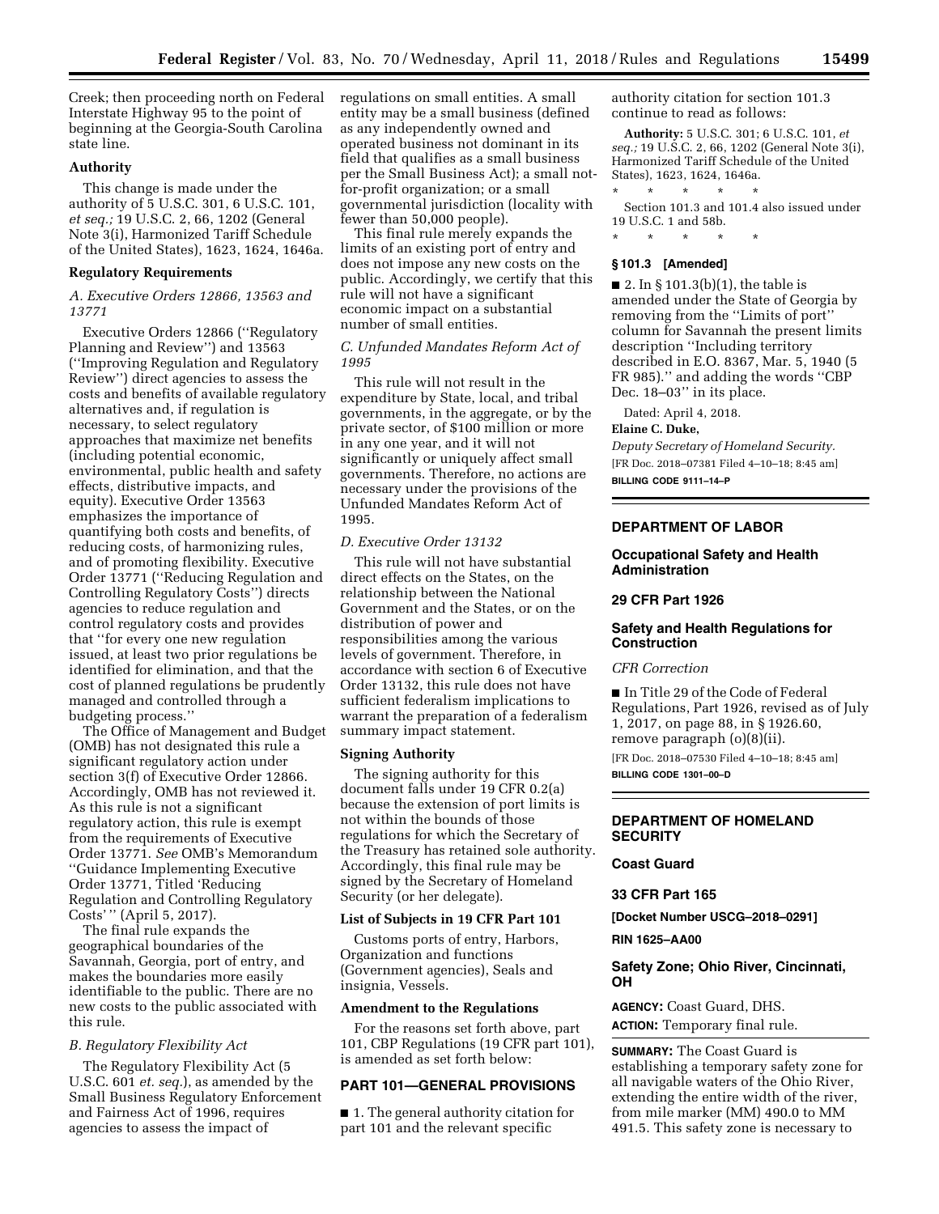Creek; then proceeding north on Federal Interstate Highway 95 to the point of beginning at the Georgia-South Carolina state line.

**Authority**

This change is made under the authority of 5 U.S.C. 301, 6 U.S.C. 101, *et seq.;* 19 U.S.C. 2, 66, 1202 (General Note 3(i), Harmonized Tariff Schedule of the United States), 1623, 1624, 1646a.

**Regulatory Requirements**

*A. Executive Orders 12866, 13563 and 13771*

Executive Orders 12866 (''Regulatory Planning and Review'') and 13563 (''Improving Regulation and Regulatory Review'') direct agencies to assess the costs and benefits of available regulatory alternatives and, if regulation is necessary, to select regulatory approaches that maximize net benefits (including potential economic, environmental, public health and safety effects, distributive impacts, and equity). Executive Order 13563 emphasizes the importance of quantifying both costs and benefits, of reducing costs, of harmonizing rules, and of promoting flexibility. Executive Order 13771 (''Reducing Regulation and Controlling Regulatory Costs'') directs agencies to reduce regulation and control regulatory costs and provides that ''for every one new regulation issued, at least two prior regulations be identified for elimination, and that the cost of planned regulations be prudently managed and controlled through a budgeting process.''

The Office of Management and Budget (OMB) has not designated this rule a significant regulatory action under section 3(f) of Executive Order 12866. Accordingly, OMB has not reviewed it. As this rule is not a significant regulatory action, this rule is exempt from the requirements of Executive Order 13771. *See* OMB's Memorandum ''Guidance Implementing Executive Order 13771, Titled 'Reducing Regulation and Controlling Regulatory Costs' '' (April 5, 2017).

The final rule expands the geographical boundaries of the Savannah, Georgia, port of entry, and makes the boundaries more easily identifiable to the public. There are no new costs to the public associated with this rule.

*B. Regulatory Flexibility Act*

The Regulatory Flexibility Act (5 U.S.C. 601 *et. seq.*), as amended by the Small Business Regulatory Enforcement and Fairness Act of 1996, requires agencies to assess the impact of regulations on small entities. A small entity may be a small business (defined as any independently owned and operated business not dominant in its field that qualifies as a small business per the Small Business Act); a small not-for-profit organization; or a small governmental jurisdiction (locality with fewer than 50,000 people).

This final rule merely expands the limits of an existing port of entry and does not impose any new costs on the public. Accordingly, we certify that this rule will not have a significant economic impact on a substantial number of small entities.

*C. Unfunded Mandates Reform Act of 1995*

This rule will not result in the expenditure by State, local, and tribal governments, in the aggregate, or by the private sector, of $100 million or more in any one year, and it will not significantly or uniquely affect small governments. Therefore, no actions are necessary under the provisions of the Unfunded Mandates Reform Act of 1995.

*D. Executive Order 13132*

This rule will not have substantial direct effects on the States, on the relationship between the National Government and the States, or on the distribution of power and responsibilities among the various levels of government. Therefore, in accordance with section 6 of Executive Order 13132, this rule does not have sufficient federalism implications to warrant the preparation of a federalism summary impact statement.

**Signing Authority**

The signing authority for this document falls under 19 CFR 0.2(a) because the extension of port limits is not within the bounds of those regulations for which the Secretary of the Treasury has retained sole authority. Accordingly, this final rule may be signed by the Secretary of Homeland Security (or her delegate).

**List of Subjects in 19 CFR Part 101**

Customs ports of entry, Harbors, Organization and functions (Government agencies), Seals and insignia, Vessels.

**Amendment to the Regulations**

For the reasons set forth above, part 101, CBP Regulations (19 CFR part 101), is amended as set forth below:

## PART 101—GENERAL PROVISIONS

■ 1. The general authority citation for part 101 and the relevant specific authority citation for section 101.3 continue to read as follows:

**Authority:** 5 U.S.C. 301; 6 U.S.C. 101, *et seq.;* 19 U.S.C. 2, 66, 1202 (General Note 3(i), Harmonized Tariff Schedule of the United States), 1623, 1624, 1646a.

\* \* \* \* \*

Section 101.3 and 101.4 also issued under 19 U.S.C. 1 and 58b.

\* \* \* \* \*

**§ 101.3 [Amended]**

■ 2. In § 101.3(b)(1), the table is amended under the State of Georgia by removing from the ''Limits of port'' column for Savannah the present limits description ''Including territory described in E.O. 8367, Mar. 5, 1940 (5 FR 985).'' and adding the words ''CBP Dec. 18–03'' in its place.

Dated: April 4, 2018.

**Elaine C. Duke,**

*Deputy Secretary of Homeland Security.*

[FR Doc. 2018–07381 Filed 4–10–18; 8:45 am]

**BILLING CODE 9111–14–P**

---

## DEPARTMENT OF LABOR

### Occupational Safety and Health Administration

### 29 CFR Part 1926

### Safety and Health Regulations for Construction

*CFR Correction*

■ In Title 29 of the Code of Federal Regulations, Part 1926, revised as of July 1, 2017, on page 88, in § 1926.60, remove paragraph (o)(8)(ii).

[FR Doc. 2018–07530 Filed 4–10–18; 8:45 am]

**BILLING CODE 1301–00–D**

---

## DEPARTMENT OF HOMELAND SECURITY

### Coast Guard

### 33 CFR Part 165

**[Docket Number USCG–2018–0291]**

**RIN 1625–AA00**

### Safety Zone; Ohio River, Cincinnati, OH

**AGENCY:** Coast Guard, DHS.

**ACTION:** Temporary final rule.

**SUMMARY:** The Coast Guard is establishing a temporary safety zone for all navigable waters of the Ohio River, extending the entire width of the river, from mile marker (MM) 490.0 to MM 491.5. This safety zone is necessary to